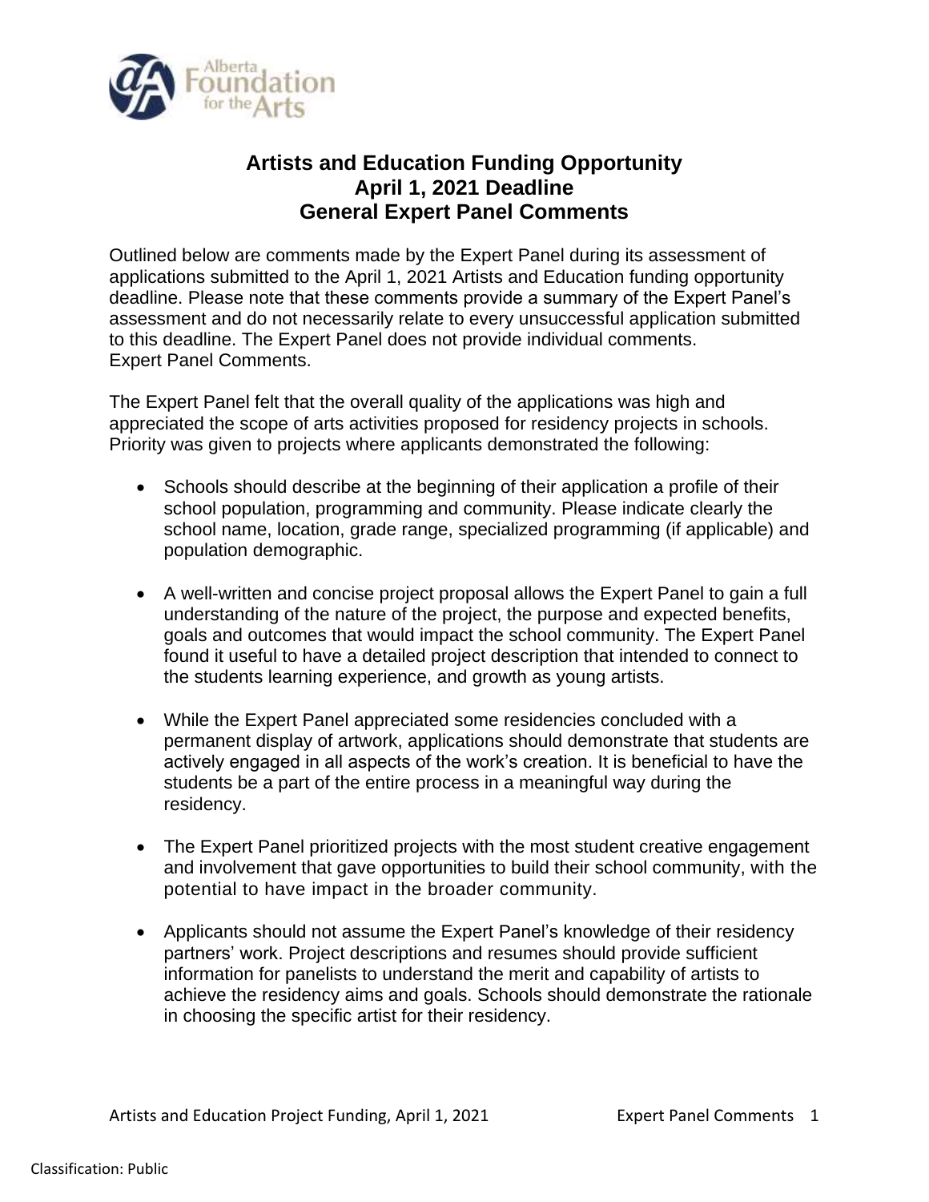# Artists and Education Funding Opportunity
# April 1, 2021 Deadline
# General Expert Panel Comments

Outlined below are comments made by the Expert Panel during its assessment of applications submitted to the April 1, 2021 Artists and Education funding opportunity deadline. Please note that these comments provide a summary of the Expert Panel's assessment and do not necessarily relate to every unsuccessful application submitted to this deadline. The Expert Panel does not provide individual comments.
Expert Panel Comments.

The Expert Panel felt that the overall quality of the applications was high and appreciated the scope of arts activities proposed for residency projects in schools. Priority was given to projects where applicants demonstrated the following:

- Schools should describe at the beginning of their application a profile of their school population, programming and community. Please indicate clearly the school name, location, grade range, specialized programming (if applicable) and population demographic.
- A well-written and concise project proposal allows the Expert Panel to gain a full understanding of the nature of the project, the purpose and expected benefits, goals and outcomes that would impact the school community. The Expert Panel found it useful to have a detailed project description that intended to connect to the students learning experience, and growth as young artists.
- While the Expert Panel appreciated some residencies concluded with a permanent display of artwork, applications should demonstrate that students are actively engaged in all aspects of the work's creation. It is beneficial to have the students be a part of the entire process in a meaningful way during the residency.
- The Expert Panel prioritized projects with the most student creative engagement and involvement that gave opportunities to build their school community, with the potential to have impact in the broader community.
- Applicants should not assume the Expert Panel's knowledge of their residency partners' work. Project descriptions and resumes should provide sufficient information for panelists to understand the merit and capability of artists to achieve the residency aims and goals. Schools should demonstrate the rationale in choosing the specific artist for their residency.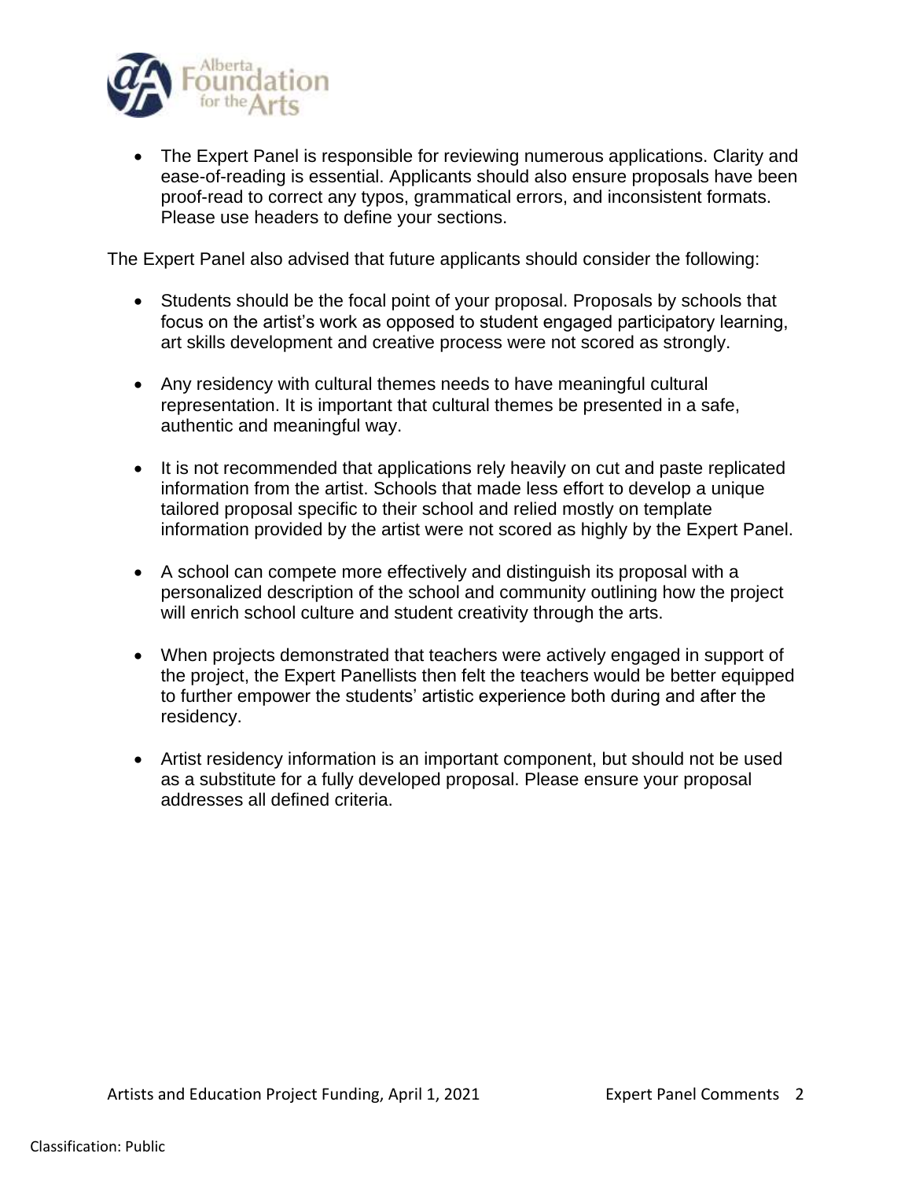- The Expert Panel is responsible for reviewing numerous applications. Clarity and ease-of-reading is essential. Applicants should also ensure proposals have been proof-read to correct any typos, grammatical errors, and inconsistent formats. Please use headers to define your sections.

The Expert Panel also advised that future applicants should consider the following:

- Students should be the focal point of your proposal. Proposals by schools that focus on the artist's work as opposed to student engaged participatory learning, art skills development and creative process were not scored as strongly.

- Any residency with cultural themes needs to have meaningful cultural representation. It is important that cultural themes be presented in a safe, authentic and meaningful way.

- It is not recommended that applications rely heavily on cut and paste replicated information from the artist. Schools that made less effort to develop a unique tailored proposal specific to their school and relied mostly on template information provided by the artist were not scored as highly by the Expert Panel.

- A school can compete more effectively and distinguish its proposal with a personalized description of the school and community outlining how the project will enrich school culture and student creativity through the arts.

- When projects demonstrated that teachers were actively engaged in support of the project, the Expert Panellists then felt the teachers would be better equipped to further empower the students' artistic experience both during and after the residency.

- Artist residency information is an important component, but should not be used as a substitute for a fully developed proposal. Please ensure your proposal addresses all defined criteria.